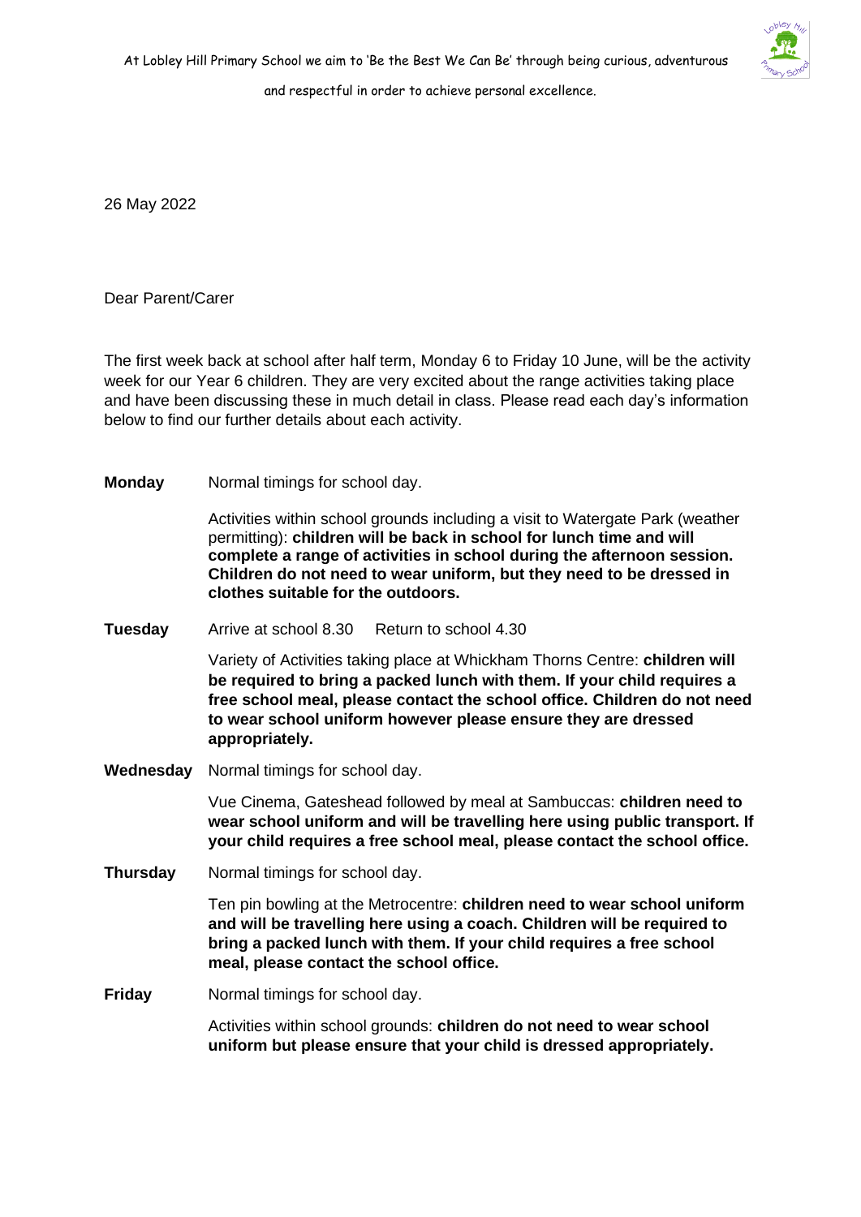At Lobley Hill Primary School we aim to 'Be the Best We Can Be' through being curious, adventurous and respectful in order to achieve personal excellence.

26 May 2022

Dear Parent/Carer

The first week back at school after half term, Monday 6 to Friday 10 June, will be the activity week for our Year 6 children. They are very excited about the range activities taking place and have been discussing these in much detail in class. Please read each day's information below to find our further details about each activity.

**Monday** Normal timings for school day.

Activities within school grounds including a visit to Watergate Park (weather permitting): **children will be back in school for lunch time and will complete a range of activities in school during the afternoon session. Children do not need to wear uniform, but they need to be dressed in clothes suitable for the outdoors.**

**Tuesday** Arrive at school 8.30 Return to school 4.30

Variety of Activities taking place at Whickham Thorns Centre: **children will be required to bring a packed lunch with them. If your child requires a free school meal, please contact the school office. Children do not need to wear school uniform however please ensure they are dressed appropriately.**

**Wednesday** Normal timings for school day.

Vue Cinema, Gateshead followed by meal at Sambuccas: **children need to wear school uniform and will be travelling here using public transport. If your child requires a free school meal, please contact the school office.**

**Thursday** Normal timings for school day.

Ten pin bowling at the Metrocentre: **children need to wear school uniform and will be travelling here using a coach. Children will be required to bring a packed lunch with them. If your child requires a free school meal, please contact the school office.**

**Friday** Normal timings for school day.

Activities within school grounds: **children do not need to wear school uniform but please ensure that your child is dressed appropriately.**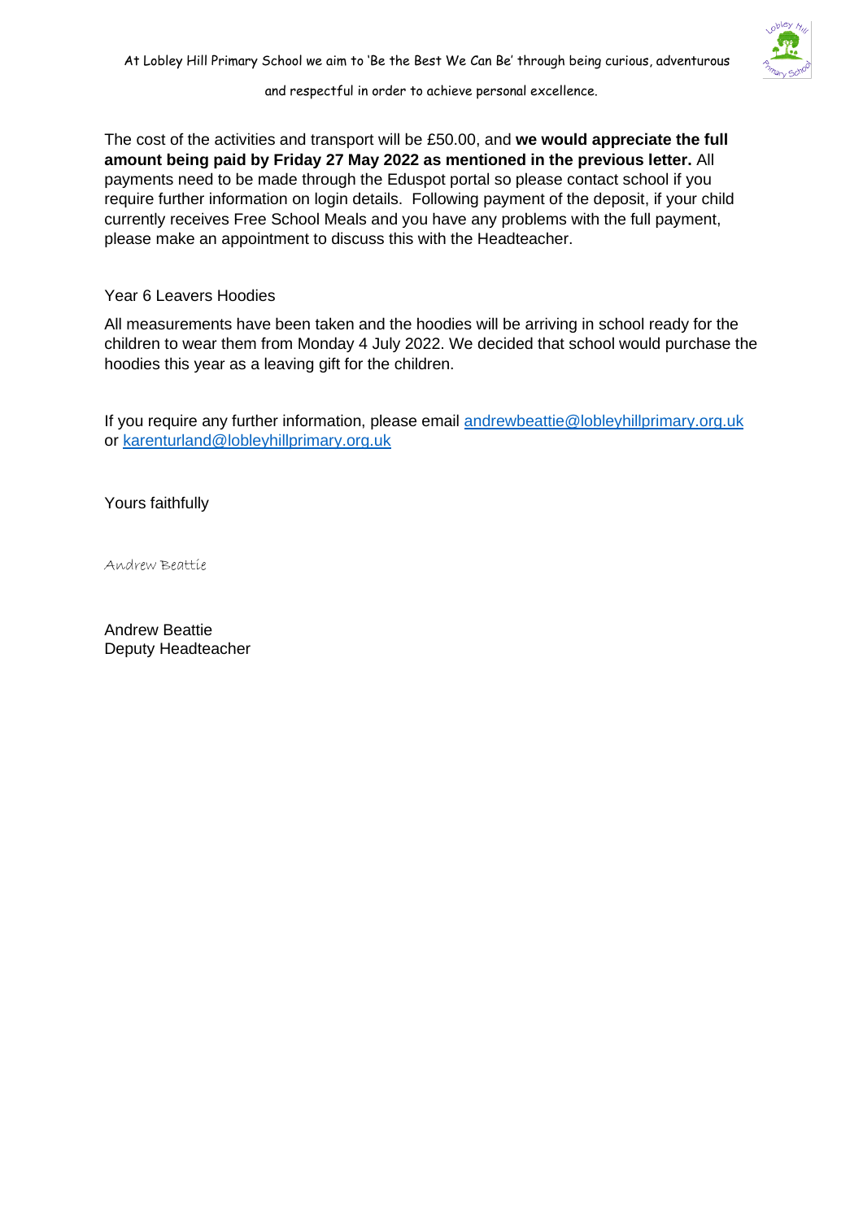The cost of the activities and transport will be £50.00, and **we would appreciate the full amount being paid by Friday 27 May 2022 as mentioned in the previous letter.** All payments need to be made through the Eduspot portal so please contact school if you require further information on login details. Following payment of the deposit, if your child currently receives Free School Meals and you have any problems with the full payment, please make an appointment to discuss this with the Headteacher.

Year 6 Leavers Hoodies

All measurements have been taken and the hoodies will be arriving in school ready for the children to wear them from Monday 4 July 2022. We decided that school would purchase the hoodies this year as a leaving gift for the children.

If you require any further information, please email andrewbeattie@lobleyhillprimary.org.uk or karenturland@lobleyhillprimary.org.uk

Yours faithfully

Andrew Beattie

Andrew Beattie
Deputy Headteacher